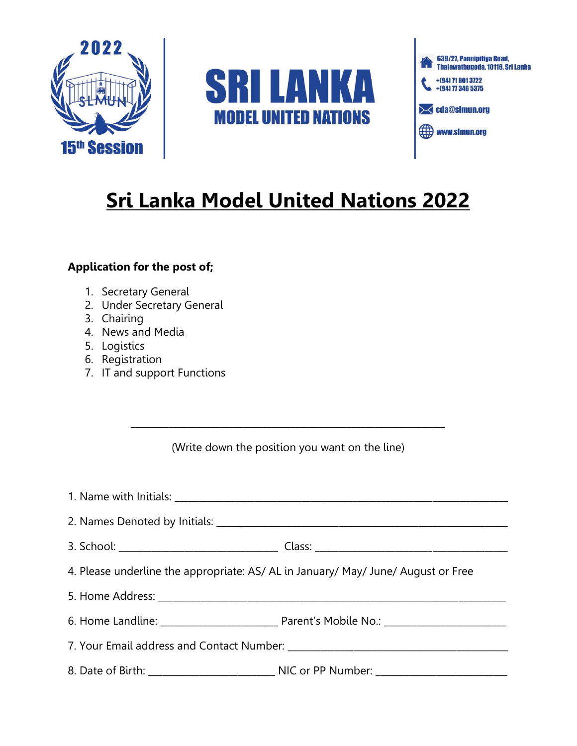2022

SLMUN

15th Session

# SRI LANKA
## MODEL UNITED NATIONS

639/27, Pannipitiya Road, Thalawathugoda, 10116, Sri Lanka

+(94) 71 801 3722
+(94) 77 346 5375

cda@slmun.org

www.slmun.org

# Sri Lanka Model United Nations 2022

**Application for the post of;**

1. Secretary General
2. Under Secretary General
3. Chairing
4. News and Media
5. Logistics
6. Registration
7. IT and support Functions

_______________________________________________

(Write down the position you want on the line)

1. Name with Initials: _______________________________________________

2. Names Denoted by Initials: _______________________________________________

3. School: ______________________ Class: ______________________

4. Please underline the appropriate: AS/ AL in January/ May/ June/ August or Free

5. Home Address: _______________________________________________

6. Home Landline: ______________________ Parent's Mobile No.: ______________________

7. Your Email address and Contact Number: ______________________________

8. Date of Birth: ______________________ NIC or PP Number: ______________________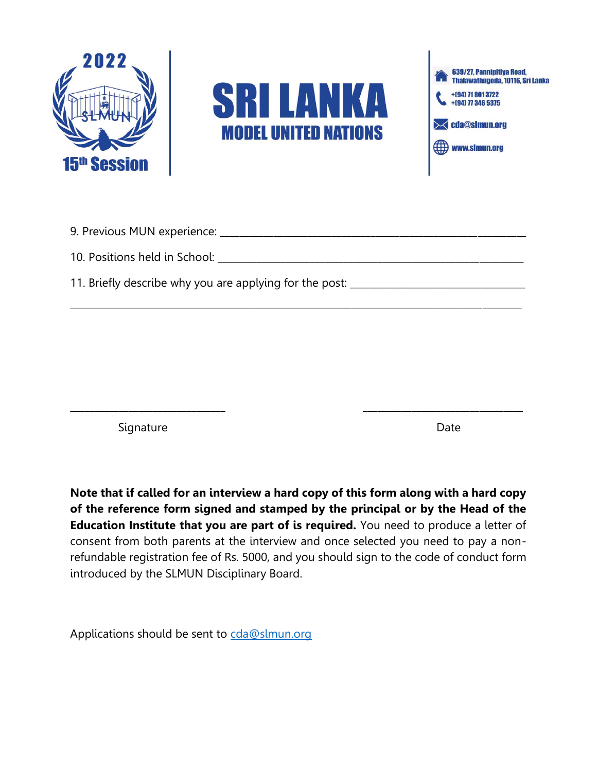2022

SLMUN

15th Session

# SRI LANKA

## MODEL UNITED NATIONS

639/27, Pannipitiya Road, Thalawathugoda, 10116, Sri Lanka

+(94) 71 801 3722
+(94) 77 346 5375

cda@slmun.org

www.slmun.org

9. Previous MUN experience: ____________________________________________

10. Positions held in School: ____________________________________________

11. Briefly describe why you are applying for the post: _______________________

________________________________________________________________________

______________________________ ______________________________

Signature Date

**Note that if called for an interview a hard copy of this form along with a hard copy of the reference form signed and stamped by the principal or by the Head of the Education Institute that you are part of is required.** You need to produce a letter of consent from both parents at the interview and once selected you need to pay a non-refundable registration fee of Rs. 5000, and you should sign to the code of conduct form introduced by the SLMUN Disciplinary Board.

Applications should be sent to cda@slmun.org